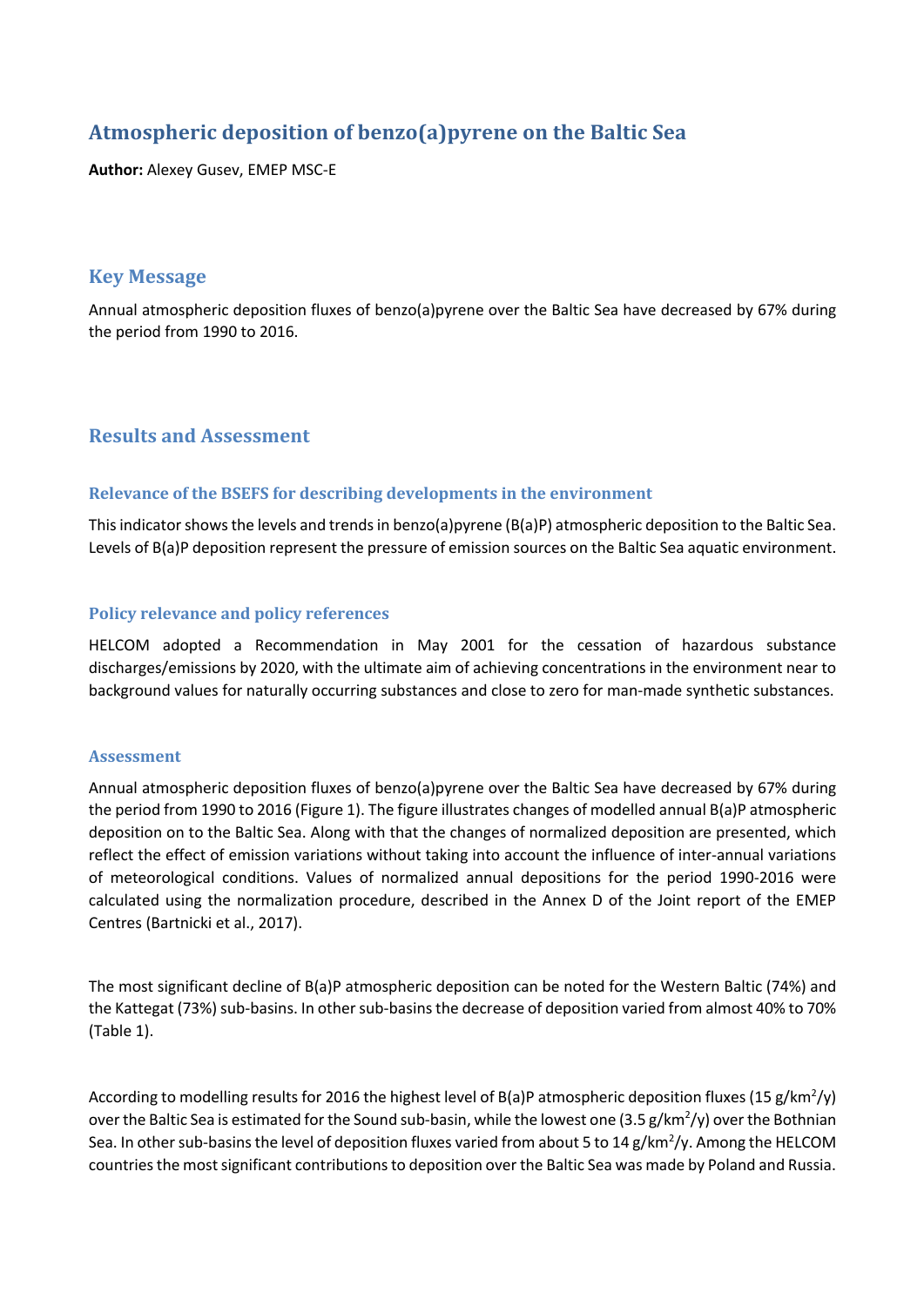# Atmospheric deposition of benzo(a)pyrene on the Baltic Sea

**Author:** Alexey Gusev, EMEP MSC-E

## Key Message

Annual atmospheric deposition fluxes of benzo(a)pyrene over the Baltic Sea have decreased by 67% during the period from 1990 to 2016.

## Results and Assessment

### Relevance of the BSEFS for describing developments in the environment

This indicator shows the levels and trends in benzo(a)pyrene (B(a)P) atmospheric deposition to the Baltic Sea. Levels of B(a)P deposition represent the pressure of emission sources on the Baltic Sea aquatic environment.

### Policy relevance and policy references

HELCOM adopted a Recommendation in May 2001 for the cessation of hazardous substance discharges/emissions by 2020, with the ultimate aim of achieving concentrations in the environment near to background values for naturally occurring substances and close to zero for man-made synthetic substances.

### Assessment

Annual atmospheric deposition fluxes of benzo(a)pyrene over the Baltic Sea have decreased by 67% during the period from 1990 to 2016 (Figure 1). The figure illustrates changes of modelled annual B(a)P atmospheric deposition on to the Baltic Sea. Along with that the changes of normalized deposition are presented, which reflect the effect of emission variations without taking into account the influence of inter-annual variations of meteorological conditions. Values of normalized annual depositions for the period 1990-2016 were calculated using the normalization procedure, described in the Annex D of the Joint report of the EMEP Centres (Bartnicki et al., 2017).

The most significant decline of B(a)P atmospheric deposition can be noted for the Western Baltic (74%) and the Kattegat (73%) sub-basins. In other sub-basins the decrease of deposition varied from almost 40% to 70% (Table 1).

According to modelling results for 2016 the highest level of B(a)P atmospheric deposition fluxes (15 $g/km^2/y$) over the Baltic Sea is estimated for the Sound sub-basin, while the lowest one (3.5 $g/km^2/y$) over the Bothnian Sea. In other sub-basins the level of deposition fluxes varied from about 5 to 14 $g/km^2/y$. Among the HELCOM countries the most significant contributions to deposition over the Baltic Sea was made by Poland and Russia.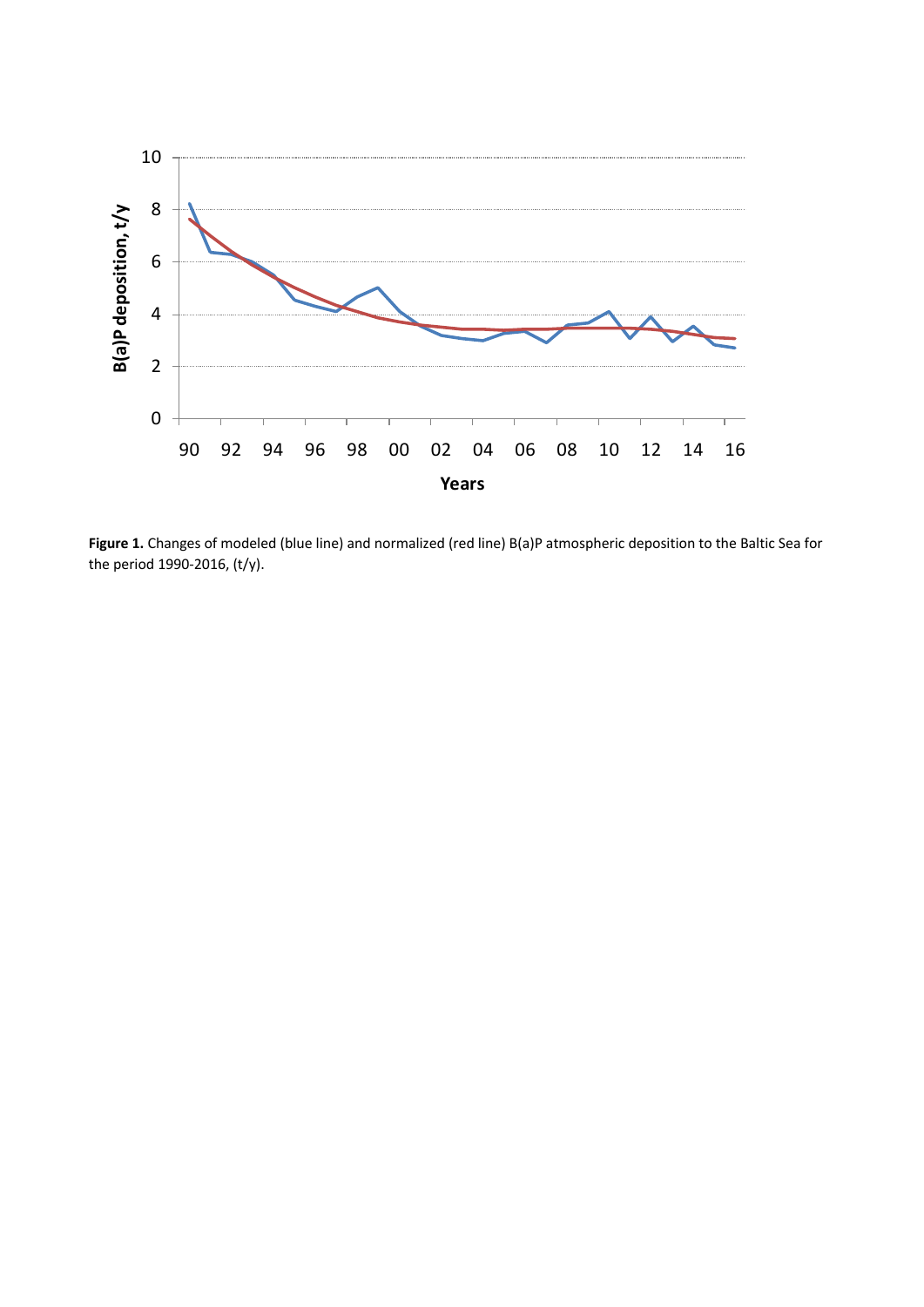B(a)P deposition, t/y

10
8
6
4
2
0

90 92 94 96 98 00 02 04 06 08 10 12 14 16

Years

**Figure 1.** Changes of modeled (blue line) and normalized (red line) B(a)P atmospheric deposition to the Baltic Sea for the period 1990-2016, (t/y).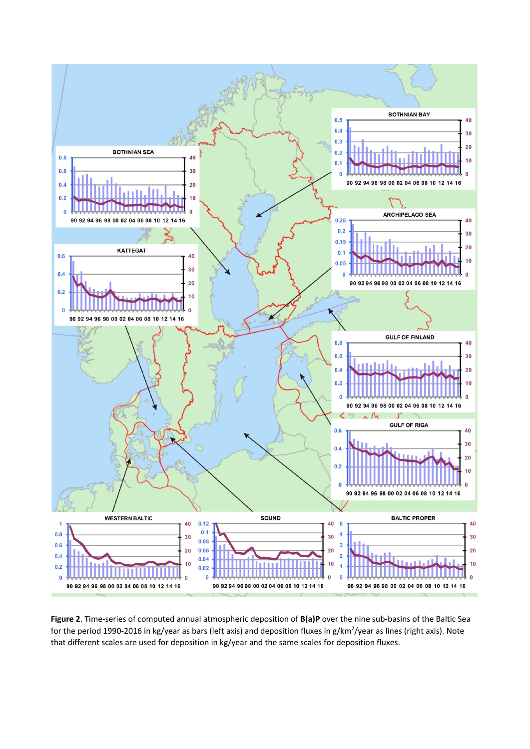BOTHNIAN BAY

0.5
0.4
0.3
0.2
0.1
0

40
30
20
10
0

90 92 94 96 98 00 02 04 06 08 10 12 14 16

BOTHNIAN SEA

0.8
0.6
0.4
0.2
0

40
30
20
10
0

90 92 94 96 98 00 02 04 06 08 10 12 14 16

ARCHIPELAGO SEA

0.25
0.2
0.15
0.1
0.05
0

40
30
20
10
0

90 92 94 96 98 00 02 04 06 08 10 12 14 16

KATTEGAT

0.6
0.4
0.2
0

40
30
20
10
0

90 92 94 96 98 00 02 04 06 08 10 12 14 16

GULF OF FINLAND

0.8
0.6
0.4
0.2
0

40
30
20
10
0

90 92 94 96 98 00 02 04 06 08 10 12 14 16

GULF OF RIGA

0.6
0.4
0.2
0

40
30
20
10
0

90 92 94 96 98 00 02 04 06 08 10 12 14 16

WESTERN BALTIC

1
0.8
0.6
0.4
0.2
0

40
30
20
10
0

90 92 94 96 98 00 02 04 06 08 10 12 14 16

SOUND

0.12
0.1
0.08
0.06
0.04
0.02
0

40
30
20
10
0

90 92 94 96 98 00 02 04 06 08 10 12 14 16

BALTIC PROPER

5
4
3
2
1
0

40
30
20
10
0

90 92 94 96 98 00 02 04 06 08 10 12 14 16

**Figure 2**. Time-series of computed annual atmospheric deposition of **B(a)P** over the nine sub-basins of the Baltic Sea for the period 1990-2016 in kg/year as bars (left axis) and deposition fluxes in g/km$^2$/year as lines (right axis). Note that different scales are used for deposition in kg/year and the same scales for deposition fluxes.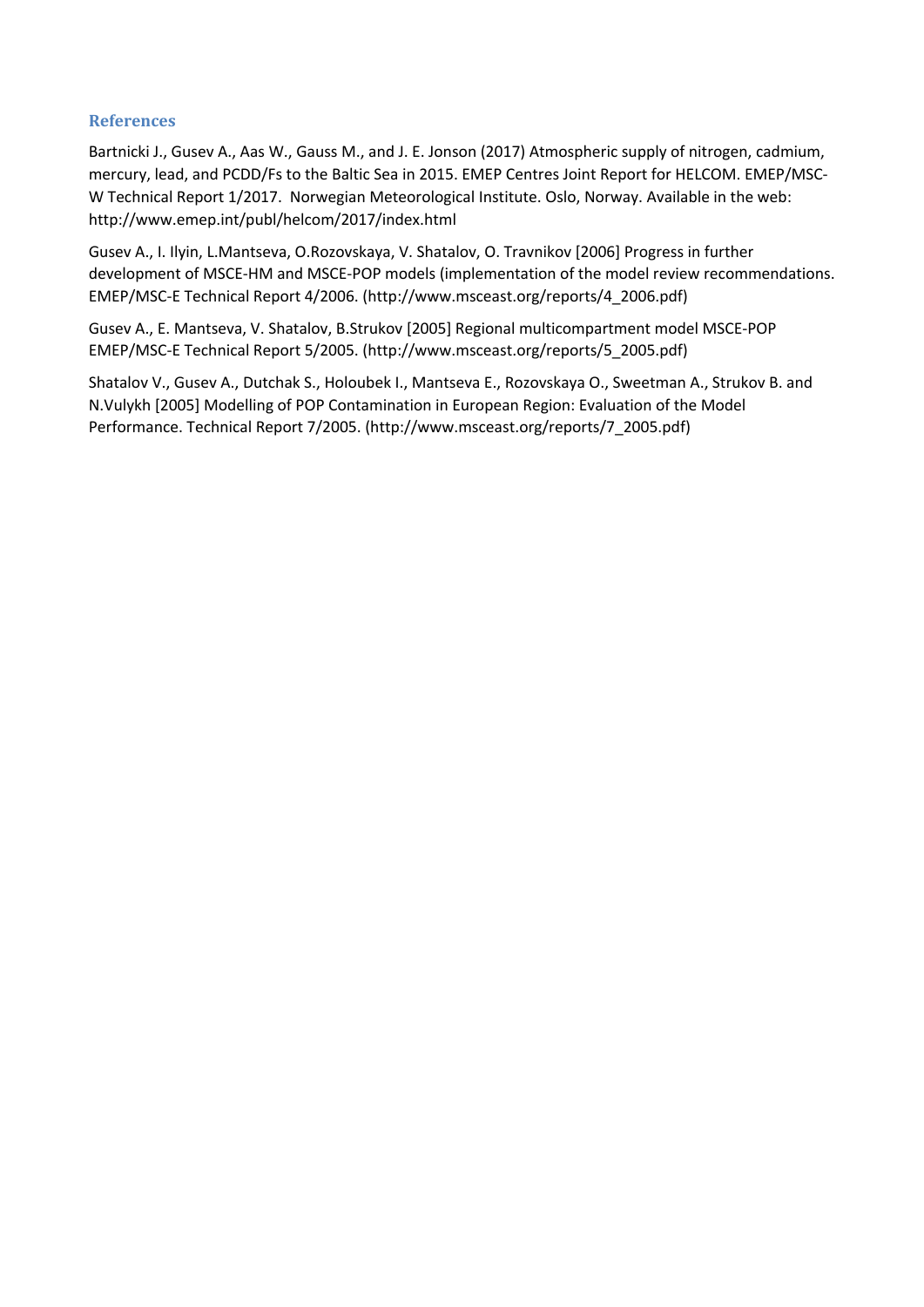## References

Bartnicki J., Gusev A., Aas W., Gauss M., and J. E. Jonson (2017) Atmospheric supply of nitrogen, cadmium, mercury, lead, and PCDD/Fs to the Baltic Sea in 2015. EMEP Centres Joint Report for HELCOM. EMEP/MSC-W Technical Report 1/2017. Norwegian Meteorological Institute. Oslo, Norway. Available in the web: http://www.emep.int/publ/helcom/2017/index.html

Gusev A., I. Ilyin, L.Mantseva, O.Rozovskaya, V. Shatalov, O. Travnikov [2006] Progress in further development of MSCE-HM and MSCE-POP models (implementation of the model review recommendations. EMEP/MSC-E Technical Report 4/2006. (http://www.msceast.org/reports/4_2006.pdf)

Gusev A., E. Mantseva, V. Shatalov, B.Strukov [2005] Regional multicompartment model MSCE-POP EMEP/MSC-E Technical Report 5/2005. (http://www.msceast.org/reports/5_2005.pdf)

Shatalov V., Gusev A., Dutchak S., Holoubek I., Mantseva E., Rozovskaya O., Sweetman A., Strukov B. and N.Vulykh [2005] Modelling of POP Contamination in European Region: Evaluation of the Model Performance. Technical Report 7/2005. (http://www.msceast.org/reports/7_2005.pdf)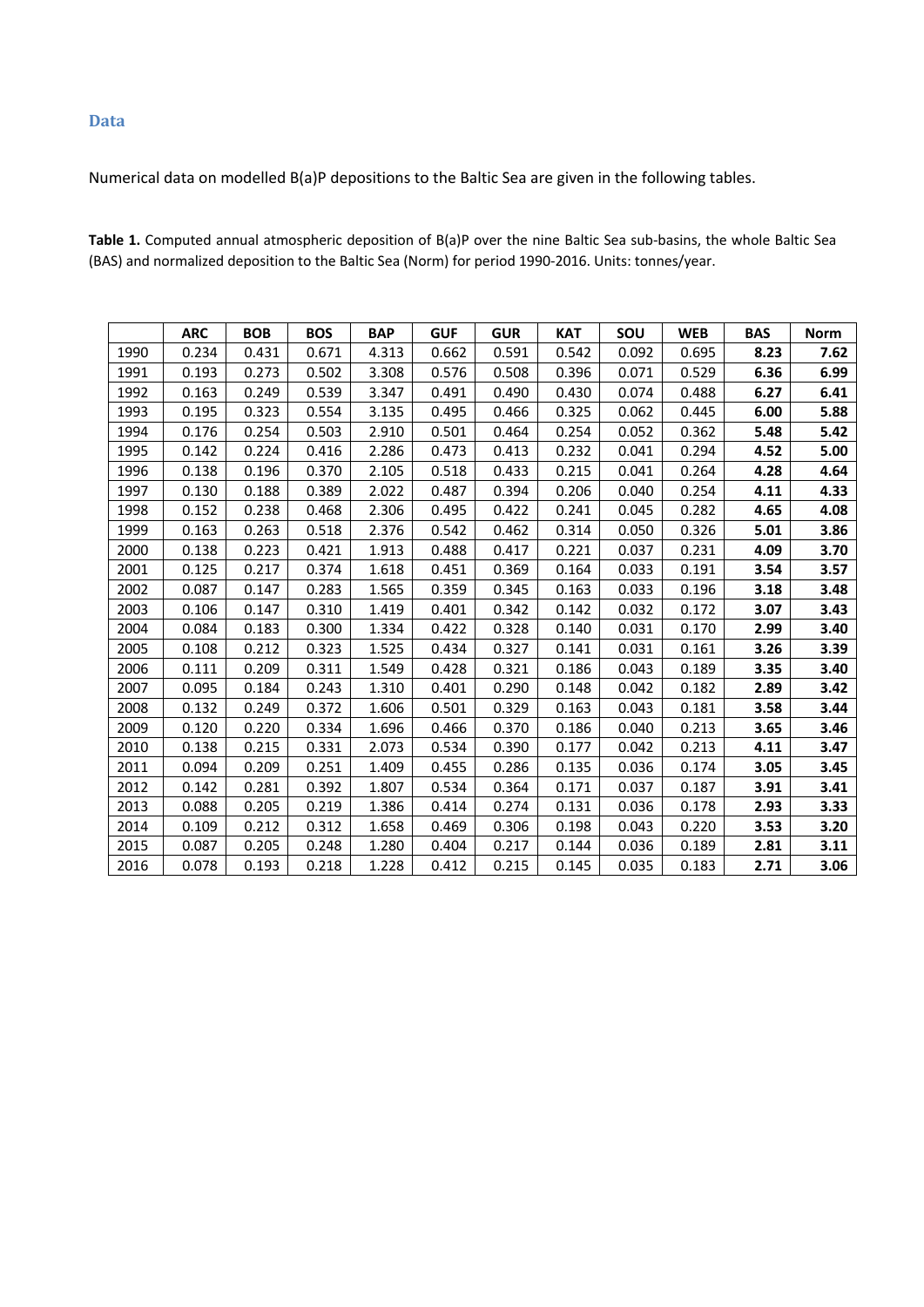## Data

Numerical data on modelled B(a)P depositions to the Baltic Sea are given in the following tables.

**Table 1.** Computed annual atmospheric deposition of B(a)P over the nine Baltic Sea sub-basins, the whole Baltic Sea (BAS) and normalized deposition to the Baltic Sea (Norm) for period 1990-2016. Units: tonnes/year.

| | ARC | BOB | BOS | BAP | GUF | GUR | KAT | SOU | WEB | BAS | Norm |
|---|---|---|---|---|---|---|---|---|---|---|---|
| 1990 | 0.234 | 0.431 | 0.671 | 4.313 | 0.662 | 0.591 | 0.542 | 0.092 | 0.695 | **8.23** | **7.62** |
| 1991 | 0.193 | 0.273 | 0.502 | 3.308 | 0.576 | 0.508 | 0.396 | 0.071 | 0.529 | **6.36** | **6.99** |
| 1992 | 0.163 | 0.249 | 0.539 | 3.347 | 0.491 | 0.490 | 0.430 | 0.074 | 0.488 | **6.27** | **6.41** |
| 1993 | 0.195 | 0.323 | 0.554 | 3.135 | 0.495 | 0.466 | 0.325 | 0.062 | 0.445 | **6.00** | **5.88** |
| 1994 | 0.176 | 0.254 | 0.503 | 2.910 | 0.501 | 0.464 | 0.254 | 0.052 | 0.362 | **5.48** | **5.42** |
| 1995 | 0.142 | 0.224 | 0.416 | 2.286 | 0.473 | 0.413 | 0.232 | 0.041 | 0.294 | **4.52** | **5.00** |
| 1996 | 0.138 | 0.196 | 0.370 | 2.105 | 0.518 | 0.433 | 0.215 | 0.041 | 0.264 | **4.28** | **4.64** |
| 1997 | 0.130 | 0.188 | 0.389 | 2.022 | 0.487 | 0.394 | 0.206 | 0.040 | 0.254 | **4.11** | **4.33** |
| 1998 | 0.152 | 0.238 | 0.468 | 2.306 | 0.495 | 0.422 | 0.241 | 0.045 | 0.282 | **4.65** | **4.08** |
| 1999 | 0.163 | 0.263 | 0.518 | 2.376 | 0.542 | 0.462 | 0.314 | 0.050 | 0.326 | **5.01** | **3.86** |
| 2000 | 0.138 | 0.223 | 0.421 | 1.913 | 0.488 | 0.417 | 0.221 | 0.037 | 0.231 | **4.09** | **3.70** |
| 2001 | 0.125 | 0.217 | 0.374 | 1.618 | 0.451 | 0.369 | 0.164 | 0.033 | 0.191 | **3.54** | **3.57** |
| 2002 | 0.087 | 0.147 | 0.283 | 1.565 | 0.359 | 0.345 | 0.163 | 0.033 | 0.196 | **3.18** | **3.48** |
| 2003 | 0.106 | 0.147 | 0.310 | 1.419 | 0.401 | 0.342 | 0.142 | 0.032 | 0.172 | **3.07** | **3.43** |
| 2004 | 0.084 | 0.183 | 0.300 | 1.334 | 0.422 | 0.328 | 0.140 | 0.031 | 0.170 | **2.99** | **3.40** |
| 2005 | 0.108 | 0.212 | 0.323 | 1.525 | 0.434 | 0.327 | 0.141 | 0.031 | 0.161 | **3.26** | **3.39** |
| 2006 | 0.111 | 0.209 | 0.311 | 1.549 | 0.428 | 0.321 | 0.186 | 0.043 | 0.189 | **3.35** | **3.40** |
| 2007 | 0.095 | 0.184 | 0.243 | 1.310 | 0.401 | 0.290 | 0.148 | 0.042 | 0.182 | **2.89** | **3.42** |
| 2008 | 0.132 | 0.249 | 0.372 | 1.606 | 0.501 | 0.329 | 0.163 | 0.043 | 0.181 | **3.58** | **3.44** |
| 2009 | 0.120 | 0.220 | 0.334 | 1.696 | 0.466 | 0.370 | 0.186 | 0.040 | 0.213 | **3.65** | **3.46** |
| 2010 | 0.138 | 0.215 | 0.331 | 2.073 | 0.534 | 0.390 | 0.177 | 0.042 | 0.213 | **4.11** | **3.47** |
| 2011 | 0.094 | 0.209 | 0.251 | 1.409 | 0.455 | 0.286 | 0.135 | 0.036 | 0.174 | **3.05** | **3.45** |
| 2012 | 0.142 | 0.281 | 0.392 | 1.807 | 0.534 | 0.364 | 0.171 | 0.037 | 0.187 | **3.91** | **3.41** |
| 2013 | 0.088 | 0.205 | 0.219 | 1.386 | 0.414 | 0.274 | 0.131 | 0.036 | 0.178 | **2.93** | **3.33** |
| 2014 | 0.109 | 0.212 | 0.312 | 1.658 | 0.469 | 0.306 | 0.198 | 0.043 | 0.220 | **3.53** | **3.20** |
| 2015 | 0.087 | 0.205 | 0.248 | 1.280 | 0.404 | 0.217 | 0.144 | 0.036 | 0.189 | **2.81** | **3.11** |
| 2016 | 0.078 | 0.193 | 0.218 | 1.228 | 0.412 | 0.215 | 0.145 | 0.035 | 0.183 | **2.71** | **3.06** |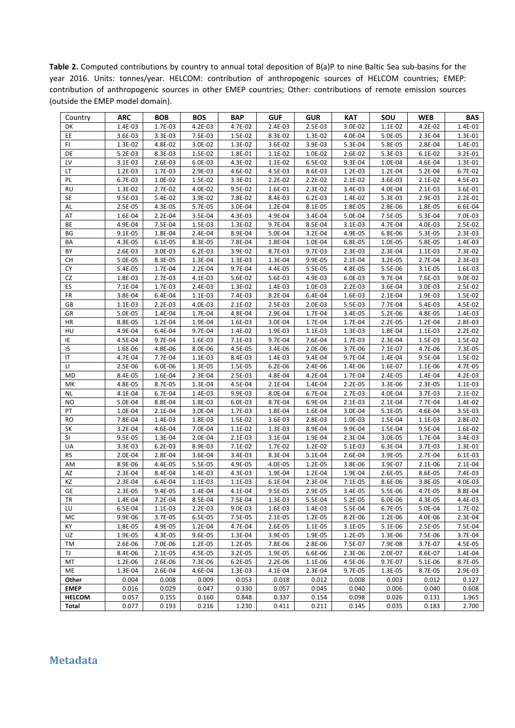**Table 2.** Computed contributions by country to annual total deposition of B(a)P to nine Baltic Sea sub-basins for the year 2016. Units: tonnes/year. HELCOM: contribution of anthropogenic sources of HELCOM countries; EMEP: contribution of anthropogenic sources in other EMEP countries; Other: contributions of remote emission sources (outside the EMEP model domain).

| Country | ARC | BOB | BOS | BAP | GUF | GUR | KAT | SOU | WEB | BAS |
|---|---|---|---|---|---|---|---|---|---|---|
| DK | 1.4E-03 | 1.7E-03 | 4.2E-03 | 4.7E-02 | 2.4E-03 | 2.5E-03 | 3.0E-02 | 1.1E-02 | 4.2E-02 | 1.4E-01 |
| EE | 3.6E-03 | 3.3E-03 | 7.5E-03 | 1.5E-02 | 8.3E-02 | 1.3E-02 | 4.0E-04 | 5.0E-05 | 2.3E-04 | 1.3E-01 |
| FI | 1.3E-02 | 4.8E-02 | 3.0E-02 | 1.3E-02 | 3.6E-02 | 3.9E-03 | 5.3E-04 | 5.8E-05 | 2.8E-04 | 1.4E-01 |
| DE | 5.2E-03 | 8.3E-03 | 1.5E-02 | 1.8E-01 | 1.1E-02 | 1.0E-02 | 2.6E-02 | 5.3E-03 | 6.1E-02 | 3.2E-01 |
| LV | 3.1E-03 | 2.6E-03 | 6.0E-03 | 4.3E-02 | 1.1E-02 | 6.5E-02 | 9.3E-04 | 1.0E-04 | 4.6E-04 | 1.3E-01 |
| LT | 1.2E-03 | 1.7E-03 | 2.9E-03 | 4.6E-02 | 4.5E-03 | 8.6E-03 | 1.2E-03 | 1.2E-04 | 5.2E-04 | 6.7E-02 |
| PL | 6.7E-03 | 1.0E-02 | 1.5E-02 | 3.3E-01 | 2.2E-02 | 2.2E-02 | 2.1E-02 | 3.6E-03 | 2.1E-02 | 4.5E-01 |
| RU | 1.3E-02 | 2.7E-02 | 4.0E-02 | 9.5E-02 | 1.6E-01 | 2.3E-02 | 3.4E-03 | 4.0E-04 | 2.1E-03 | 3.6E-01 |
| SE | 9.5E-03 | 5.4E-02 | 3.9E-02 | 7.8E-02 | 8.4E-03 | 6.2E-03 | 1.4E-02 | 5.3E-03 | 2.9E-03 | 2.2E-01 |
| AL | 2.5E-05 | 4.3E-05 | 5.7E-05 | 3.0E-04 | 1.2E-04 | 8.1E-05 | 1.8E-05 | 2.8E-06 | 1.8E-05 | 6.6E-04 |
| AT | 1.6E-04 | 2.2E-04 | 3.5E-04 | 4.3E-03 | 4.9E-04 | 3.4E-04 | 5.0E-04 | 7.5E-05 | 5.3E-04 | 7.0E-03 |
| BE | 4.9E-04 | 7.5E-04 | 1.5E-03 | 1.3E-02 | 9.7E-04 | 8.5E-04 | 3.1E-03 | 4.7E-04 | 4.0E-03 | 2.5E-02 |
| BG | 9.1E-05 | 1.8E-04 | 2.4E-04 | 8.9E-04 | 5.0E-04 | 3.2E-04 | 4.9E-05 | 6.8E-06 | 5.3E-05 | 2.3E-03 |
| BA | 4.3E-05 | 6.1E-05 | 8.3E-05 | 7.8E-04 | 1.8E-04 | 1.0E-04 | 6.8E-05 | 1.0E-05 | 5.8E-05 | 1.4E-03 |
| BY | 2.6E-03 | 3.0E-03 | 6.2E-03 | 3.9E-02 | 8.7E-03 | 9.7E-03 | 2.3E-03 | 2.3E-04 | 1.1E-03 | 7.3E-02 |
| CH | 5.0E-05 | 8.3E-05 | 1.3E-04 | 1.3E-03 | 1.3E-04 | 9.9E-05 | 2.1E-04 | 3.2E-05 | 2.7E-04 | 2.3E-03 |
| CY | 5.4E-05 | 1.7E-04 | 2.2E-04 | 9.7E-04 | 4.4E-05 | 5.5E-05 | 4.8E-05 | 5.5E-06 | 3.1E-05 | 1.6E-03 |
| CZ | 1.8E-03 | 2.7E-03 | 4.1E-03 | 5.6E-02 | 5.6E-03 | 4.9E-03 | 6.0E-03 | 9.7E-04 | 7.6E-03 | 9.0E-02 |
| ES | 7.1E-04 | 1.7E-03 | 2.4E-03 | 1.3E-02 | 1.4E-03 | 1.0E-03 | 2.2E-03 | 3.6E-04 | 3.0E-03 | 2.5E-02 |
| FR | 3.8E-04 | 6.4E-04 | 1.1E-03 | 7.4E-03 | 8.2E-04 | 6.4E-04 | 1.6E-03 | 2.1E-04 | 1.9E-03 | 1.5E-02 |
| GB | 1.1E-03 | 2.2E-03 | 4.0E-03 | 2.1E-02 | 2.5E-03 | 2.0E-03 | 5.5E-03 | 7.7E-04 | 5.4E-03 | 4.5E-02 |
| GR | 5.0E-05 | 1.4E-04 | 1.7E-04 | 4.8E-04 | 2.9E-04 | 1.7E-04 | 3.4E-05 | 5.2E-06 | 4.8E-05 | 1.4E-03 |
| HR | 8.8E-05 | 1.2E-04 | 1.9E-04 | 1.6E-03 | 3.0E-04 | 1.7E-04 | 1.7E-04 | 2.2E-05 | 1.2E-04 | 2.8E-03 |
| HU | 4.9E-04 | 6.4E-04 | 9.7E-04 | 1.4E-02 | 1.9E-03 | 1.1E-03 | 1.3E-03 | 1.8E-04 | 1.1E-03 | 2.2E-02 |
| IE | 4.5E-04 | 9.7E-04 | 1.6E-03 | 7.1E-03 | 9.7E-04 | 7.6E-04 | 1.7E-03 | 2.3E-04 | 1.5E-03 | 1.5E-02 |
| IS | 1.6E-06 | 4.8E-06 | 8.0E-06 | 4.5E-05 | 3.4E-06 | 2.0E-06 | 3.7E-06 | 7.1E-07 | 4.7E-06 | 7.3E-05 |
| IT | 4.7E-04 | 7.7E-04 | 1.1E-03 | 8.4E-03 | 1.4E-03 | 9.4E-04 | 9.7E-04 | 1.4E-04 | 9.5E-04 | 1.5E-02 |
| LI | 2.5E-06 | 6.0E-06 | 1.3E-05 | 1.5E-05 | 6.2E-06 | 2.4E-06 | 1.4E-06 | 1.6E-07 | 1.1E-06 | 4.7E-05 |
| MD | 8.4E-05 | 1.6E-04 | 2.3E-04 | 2.5E-03 | 4.8E-04 | 4.2E-04 | 1.7E-04 | 2.4E-05 | 1.4E-04 | 4.2E-03 |
| MK | 4.8E-05 | 8.7E-05 | 1.3E-04 | 4.5E-04 | 2.1E-04 | 1.4E-04 | 2.2E-05 | 3.3E-06 | 2.3E-05 | 1.1E-03 |
| NL | 4.1E-04 | 6.7E-04 | 1.4E-03 | 9.9E-03 | 8.0E-04 | 6.7E-04 | 2.7E-03 | 4.0E-04 | 3.7E-03 | 2.1E-02 |
| NO | 5.0E-04 | 8.8E-04 | 1.8E-03 | 6.0E-03 | 8.7E-04 | 6.9E-04 | 2.1E-03 | 2.1E-04 | 7.7E-04 | 1.4E-02 |
| PT | 1.0E-04 | 2.1E-04 | 3.0E-04 | 1.7E-03 | 1.8E-04 | 1.6E-04 | 3.0E-04 | 5.1E-05 | 4.6E-04 | 3.5E-03 |
| RO | 7.8E-04 | 1.4E-03 | 1.8E-03 | 1.5E-02 | 3.6E-03 | 2.8E-03 | 1.0E-03 | 1.5E-04 | 1.1E-03 | 2.8E-02 |
| SK | 3.2E-04 | 4.6E-04 | 7.0E-04 | 1.1E-02 | 1.3E-03 | 8.9E-04 | 9.9E-04 | 1.5E-04 | 9.5E-04 | 1.6E-02 |
| SI | 9.5E-05 | 1.3E-04 | 2.0E-04 | 2.1E-03 | 3.1E-04 | 1.9E-04 | 2.3E-04 | 3.0E-05 | 1.7E-04 | 3.4E-03 |
| UA | 3.3E-03 | 6.2E-03 | 8.9E-03 | 7.1E-02 | 1.7E-02 | 1.2E-02 | 5.1E-03 | 6.3E-04 | 3.7E-03 | 1.3E-01 |
| RS | 2.0E-04 | 2.8E-04 | 3.6E-04 | 3.4E-03 | 8.3E-04 | 5.1E-04 | 2.6E-04 | 3.9E-05 | 2.7E-04 | 6.1E-03 |
| AM | 8.9E-06 | 4.4E-05 | 5.5E-05 | 4.9E-05 | 4.0E-05 | 1.2E-05 | 3.8E-06 | 3.9E-07 | 2.1E-06 | 2.1E-04 |
| AZ | 2.3E-04 | 8.4E-04 | 1.4E-03 | 4.3E-03 | 1.9E-04 | 1.2E-04 | 1.9E-04 | 2.6E-05 | 8.6E-05 | 7.4E-03 |
| KZ | 2.3E-04 | 6.4E-04 | 1.1E-03 | 1.1E-03 | 6.1E-04 | 2.3E-04 | 7.1E-05 | 8.6E-06 | 3.8E-05 | 4.0E-03 |
| GE | 2.3E-05 | 9.4E-05 | 1.4E-04 | 4.1E-04 | 9.5E-05 | 2.9E-05 | 3.4E-05 | 5.5E-06 | 4.7E-05 | 8.8E-04 |
| TR | 1.4E-04 | 7.2E-04 | 8.5E-04 | 7.5E-04 | 1.3E-03 | 5.5E-04 | 5.2E-05 | 6.0E-06 | 4.3E-05 | 4.4E-03 |
| LU | 6.5E-04 | 1.1E-03 | 2.2E-03 | 9.0E-03 | 1.6E-03 | 1.4E-03 | 5.5E-04 | 6.7E-05 | 5.0E-04 | 1.7E-02 |
| MC | 9.9E-06 | 3.7E-05 | 6.5E-05 | 7.5E-05 | 2.1E-05 | 1.2E-05 | 8.2E-06 | 1.2E-06 | 4.0E-06 | 2.3E-04 |
| KY | 1.8E-05 | 4.9E-05 | 1.2E-04 | 4.7E-04 | 2.6E-05 | 1.1E-05 | 3.1E-05 | 5.1E-06 | 2.5E-05 | 7.5E-04 |
| UZ | 1.9E-05 | 4.3E-05 | 9.6E-05 | 1.3E-04 | 3.9E-05 | 1.9E-05 | 1.2E-05 | 1.3E-06 | 7.5E-06 | 3.7E-04 |
| TM | 2.6E-06 | 7.0E-06 | 1.2E-05 | 1.2E-05 | 7.8E-06 | 2.8E-06 | 7.5E-07 | 7.9E-08 | 3.7E-07 | 4.5E-05 |
| TJ | 8.4E-06 | 2.1E-05 | 4.5E-05 | 3.2E-05 | 1.9E-05 | 6.6E-06 | 2.3E-06 | 2.0E-07 | 8.6E-07 | 1.4E-04 |
| MT | 1.2E-06 | 2.6E-06 | 7.3E-06 | 6.2E-05 | 2.2E-06 | 1.1E-06 | 4.5E-06 | 9.7E-07 | 5.1E-06 | 8.7E-05 |
| ME | 1.3E-04 | 2.6E-04 | 4.6E-04 | 1.3E-03 | 4.1E-04 | 2.3E-04 | 9.7E-05 | 1.3E-05 | 8.7E-05 | 2.9E-03 |
| **Other** | 0.004 | 0.008 | 0.009 | 0.053 | 0.018 | 0.012 | 0.008 | 0.003 | 0.012 | 0.127 |
| **EMEP** | 0.016 | 0.029 | 0.047 | 0.330 | 0.057 | 0.045 | 0.040 | 0.006 | 0.040 | 0.608 |
| **HELCOM** | 0.057 | 0.155 | 0.160 | 0.848 | 0.337 | 0.154 | 0.098 | 0.026 | 0.131 | 1.965 |
| **Total** | 0.077 | 0.193 | 0.216 | 1.230 | 0.411 | 0.211 | 0.145 | 0.035 | 0.183 | 2.700 |

## Metadata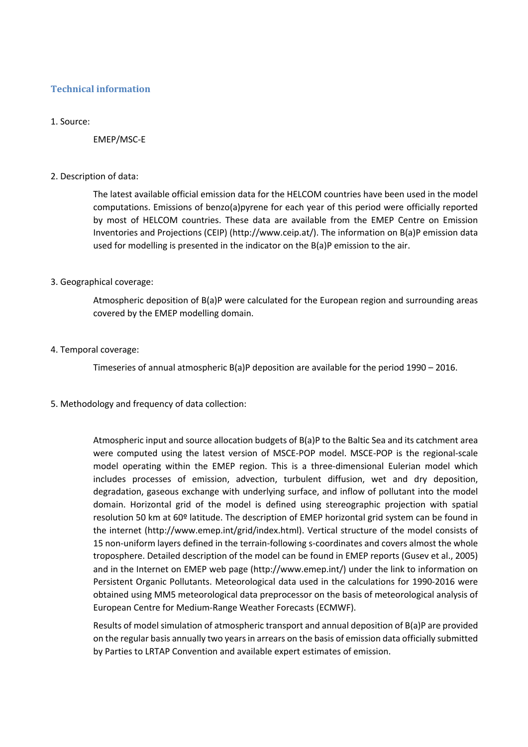## Technical information

1. Source:

   EMEP/MSC-E

2. Description of data:

   The latest available official emission data for the HELCOM countries have been used in the model computations. Emissions of benzo(a)pyrene for each year of this period were officially reported by most of HELCOM countries. These data are available from the EMEP Centre on Emission Inventories and Projections (CEIP) (http://www.ceip.at/). The information on B(a)P emission data used for modelling is presented in the indicator on the B(a)P emission to the air.

3. Geographical coverage:

   Atmospheric deposition of B(a)P were calculated for the European region and surrounding areas covered by the EMEP modelling domain.

4. Temporal coverage:

   Timeseries of annual atmospheric B(a)P deposition are available for the period 1990 – 2016.

5. Methodology and frequency of data collection:

   Atmospheric input and source allocation budgets of B(a)P to the Baltic Sea and its catchment area were computed using the latest version of MSCE-POP model. MSCE-POP is the regional-scale model operating within the EMEP region. This is a three-dimensional Eulerian model which includes processes of emission, advection, turbulent diffusion, wet and dry deposition, degradation, gaseous exchange with underlying surface, and inflow of pollutant into the model domain. Horizontal grid of the model is defined using stereographic projection with spatial resolution 50 km at 60º latitude. The description of EMEP horizontal grid system can be found in the internet (http://www.emep.int/grid/index.html). Vertical structure of the model consists of 15 non-uniform layers defined in the terrain-following s-coordinates and covers almost the whole troposphere. Detailed description of the model can be found in EMEP reports (Gusev et al., 2005) and in the Internet on EMEP web page (http://www.emep.int/) under the link to information on Persistent Organic Pollutants. Meteorological data used in the calculations for 1990-2016 were obtained using MM5 meteorological data preprocessor on the basis of meteorological analysis of European Centre for Medium-Range Weather Forecasts (ECMWF).

   Results of model simulation of atmospheric transport and annual deposition of B(a)P are provided on the regular basis annually two years in arrears on the basis of emission data officially submitted by Parties to LRTAP Convention and available expert estimates of emission.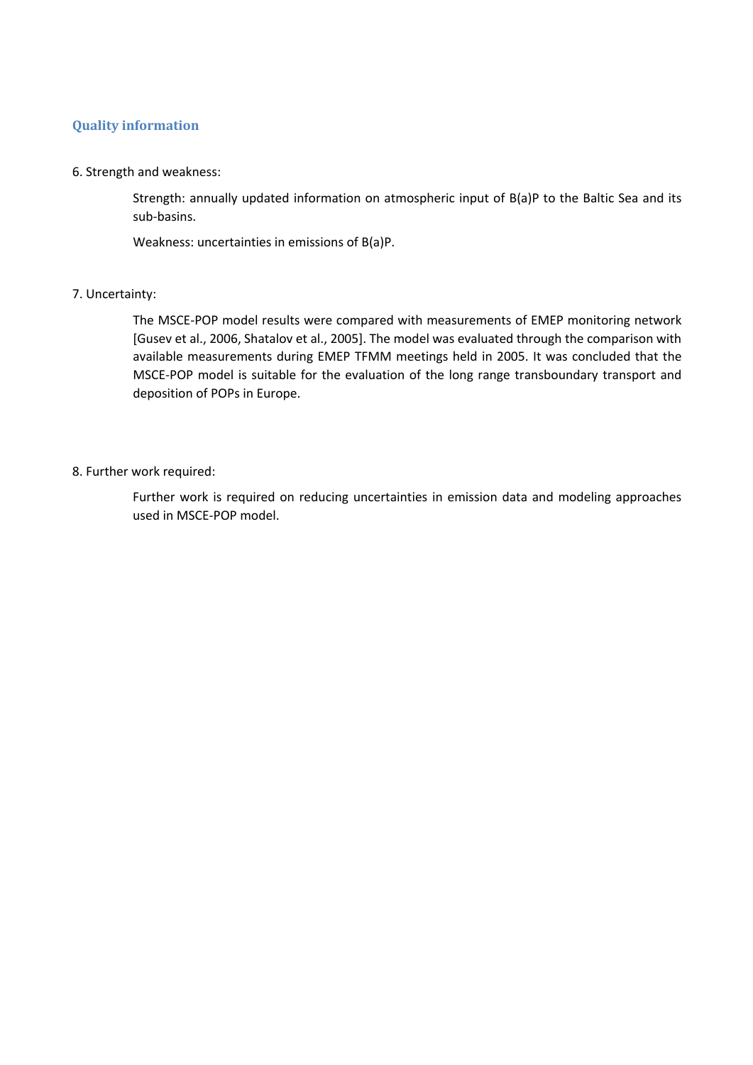## Quality information

6. Strength and weakness:

   Strength: annually updated information on atmospheric input of B(a)P to the Baltic Sea and its sub-basins.

   Weakness: uncertainties in emissions of B(a)P.

7. Uncertainty:

   The MSCE-POP model results were compared with measurements of EMEP monitoring network [Gusev et al., 2006, Shatalov et al., 2005]. The model was evaluated through the comparison with available measurements during EMEP TFMM meetings held in 2005. It was concluded that the MSCE-POP model is suitable for the evaluation of the long range transboundary transport and deposition of POPs in Europe.

8. Further work required:

   Further work is required on reducing uncertainties in emission data and modeling approaches used in MSCE-POP model.